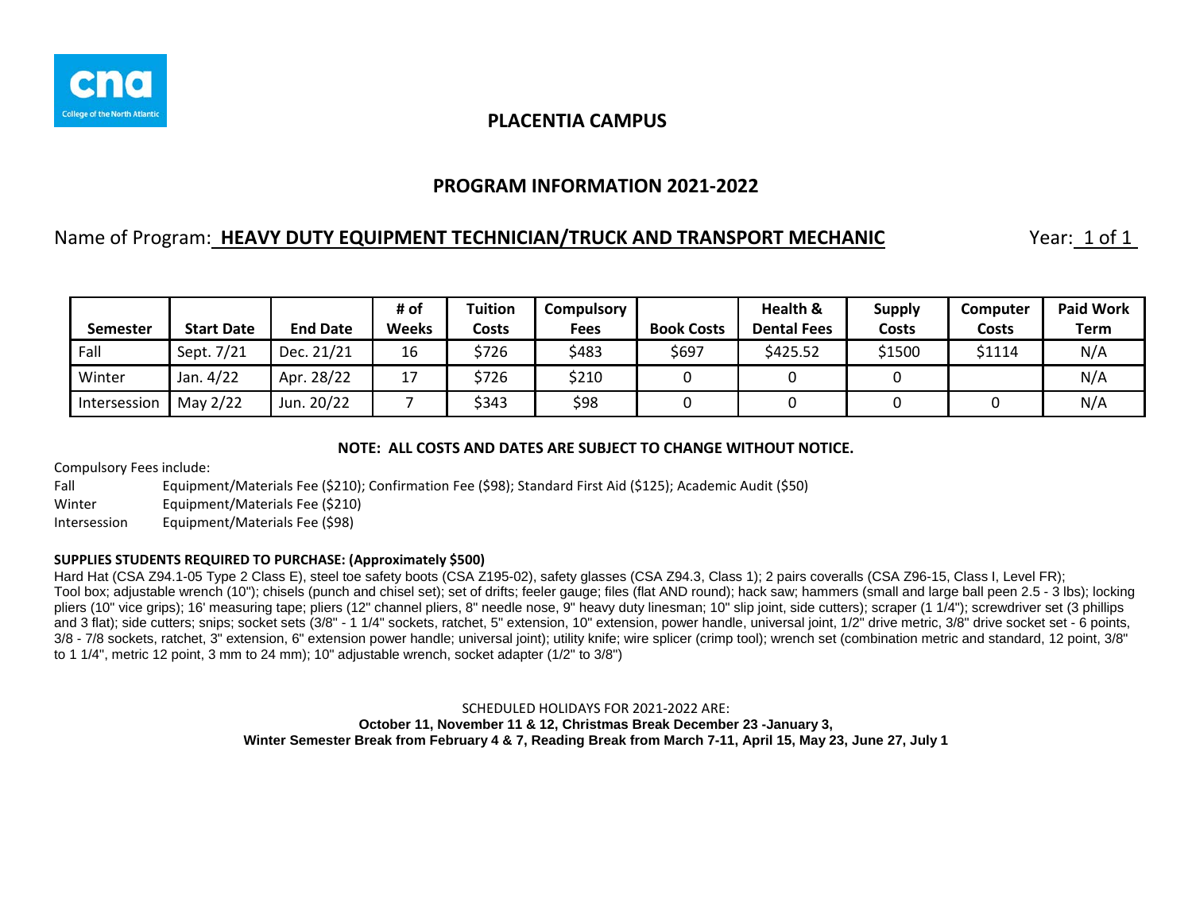cna
College of the North Atlantic

## PLACENTIA CAMPUS

## PROGRAM INFORMATION 2021-2022

Name of Program: **HEAVY DUTY EQUIPMENT TECHNICIAN/TRUCK AND TRANSPORT MECHANIC** Year: 1 of 1

| Semester | Start Date | End Date | # of Weeks | Tuition Costs | Compulsory Fees | Book Costs | Health & Dental Fees | Supply Costs | Computer Costs | Paid Work Term |
|---|---|---|---|---|---|---|---|---|---|---|
| Fall | Sept. 7/21 | Dec. 21/21 | 16 | $726 | $483 | $697 | $425.52 | $1500 | $1114 | N/A |
| Winter | Jan. 4/22 | Apr. 28/22 | 17 | $726 | $210 | 0 | 0 | 0 | | N/A |
| Intersession | May 2/22 | Jun. 20/22 | 7 | $343 | $98 | 0 | 0 | 0 | 0 | N/A |

**NOTE: ALL COSTS AND DATES ARE SUBJECT TO CHANGE WITHOUT NOTICE.**

Compulsory Fees include:
Fall Equipment/Materials Fee ($210); Confirmation Fee ($98); Standard First Aid ($125); Academic Audit ($50)
Winter Equipment/Materials Fee ($210)
Intersession Equipment/Materials Fee ($98)

**SUPPLIES STUDENTS REQUIRED TO PURCHASE: (Approximately $500)**
Hard Hat (CSA Z94.1-05 Type 2 Class E), steel toe safety boots (CSA Z195-02), safety glasses (CSA Z94.3, Class 1); 2 pairs coveralls (CSA Z96-15, Class I, Level FR);
Tool box; adjustable wrench (10"); chisels (punch and chisel set); set of drifts; feeler gauge; files (flat AND round); hack saw; hammers (small and large ball peen 2.5 - 3 lbs); locking pliers (10" vice grips); 16' measuring tape; pliers (12" channel pliers, 8" needle nose, 9" heavy duty linesman; 10" slip joint, side cutters); scraper (1 1/4"); screwdriver set (3 phillips and 3 flat); side cutters; snips; socket sets (3/8" - 1 1/4" sockets, ratchet, 5" extension, 10" extension, power handle, universal joint, 1/2" drive metric, 3/8" drive socket set - 6 points, 3/8 - 7/8 sockets, ratchet, 3" extension, 6" extension power handle; universal joint); utility knife; wire splicer (crimp tool); wrench set (combination metric and standard, 12 point, 3/8" to 1 1/4", metric 12 point, 3 mm to 24 mm); 10" adjustable wrench, socket adapter (1/2" to 3/8")

SCHEDULED HOLIDAYS FOR 2021-2022 ARE:
**October 11, November 11 & 12, Christmas Break December 23 -January 3,**
**Winter Semester Break from February 4 & 7, Reading Break from March 7-11, April 15, May 23, June 27, July 1**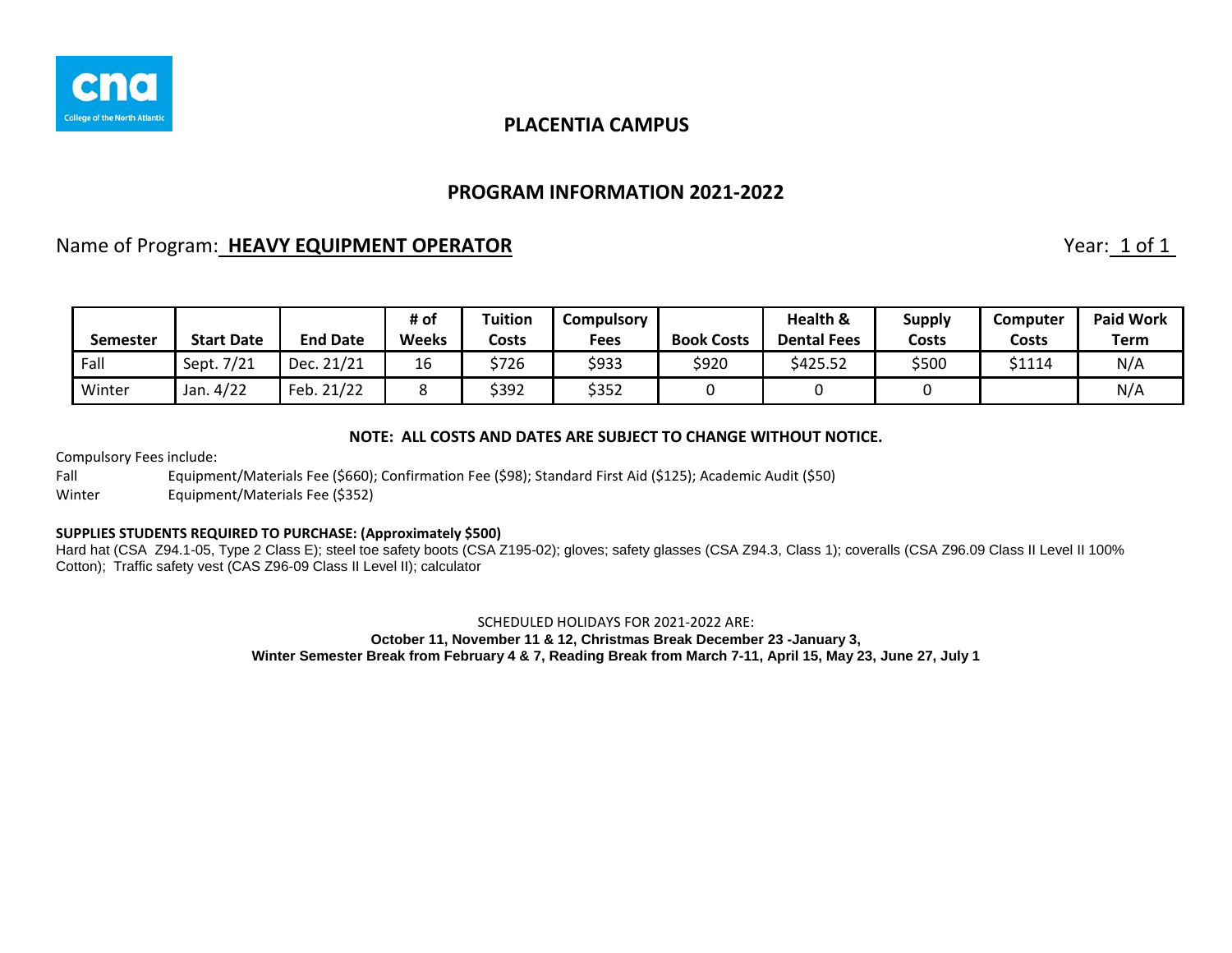## PLACENTIA CAMPUS

## PROGRAM INFORMATION 2021-2022

Name of Program: **HEAVY EQUIPMENT OPERATOR** Year: 1 of 1

| Semester | Start Date | End Date | # of Weeks | Tuition Costs | Compulsory Fees | Book Costs | Health & Dental Fees | Supply Costs | Computer Costs | Paid Work Term |
|---|---|---|---|---|---|---|---|---|---|---|
| Fall | Sept. 7/21 | Dec. 21/21 | 16 | $726 | $933 | $920 | $425.52 | $500 | $1114 | N/A |
| Winter | Jan. 4/22 | Feb. 21/22 | 8 | $392 | $352 | 0 | 0 | 0 | | N/A |

**NOTE: ALL COSTS AND DATES ARE SUBJECT TO CHANGE WITHOUT NOTICE.**

Compulsory Fees include:

Fall Equipment/Materials Fee ($660); Confirmation Fee ($98); Standard First Aid ($125); Academic Audit ($50)

Winter Equipment/Materials Fee ($352)

**SUPPLIES STUDENTS REQUIRED TO PURCHASE: (Approximately $500)**

Hard hat (CSA Z94.1-05, Type 2 Class E); steel toe safety boots (CSA Z195-02); gloves; safety glasses (CSA Z94.3, Class 1); coveralls (CSA Z96.09 Class II Level II 100% Cotton); Traffic safety vest (CAS Z96-09 Class II Level II); calculator

SCHEDULED HOLIDAYS FOR 2021-2022 ARE:

**October 11, November 11 & 12, Christmas Break December 23 -January 3,**

**Winter Semester Break from February 4 & 7, Reading Break from March 7-11, April 15, May 23, June 27, July 1**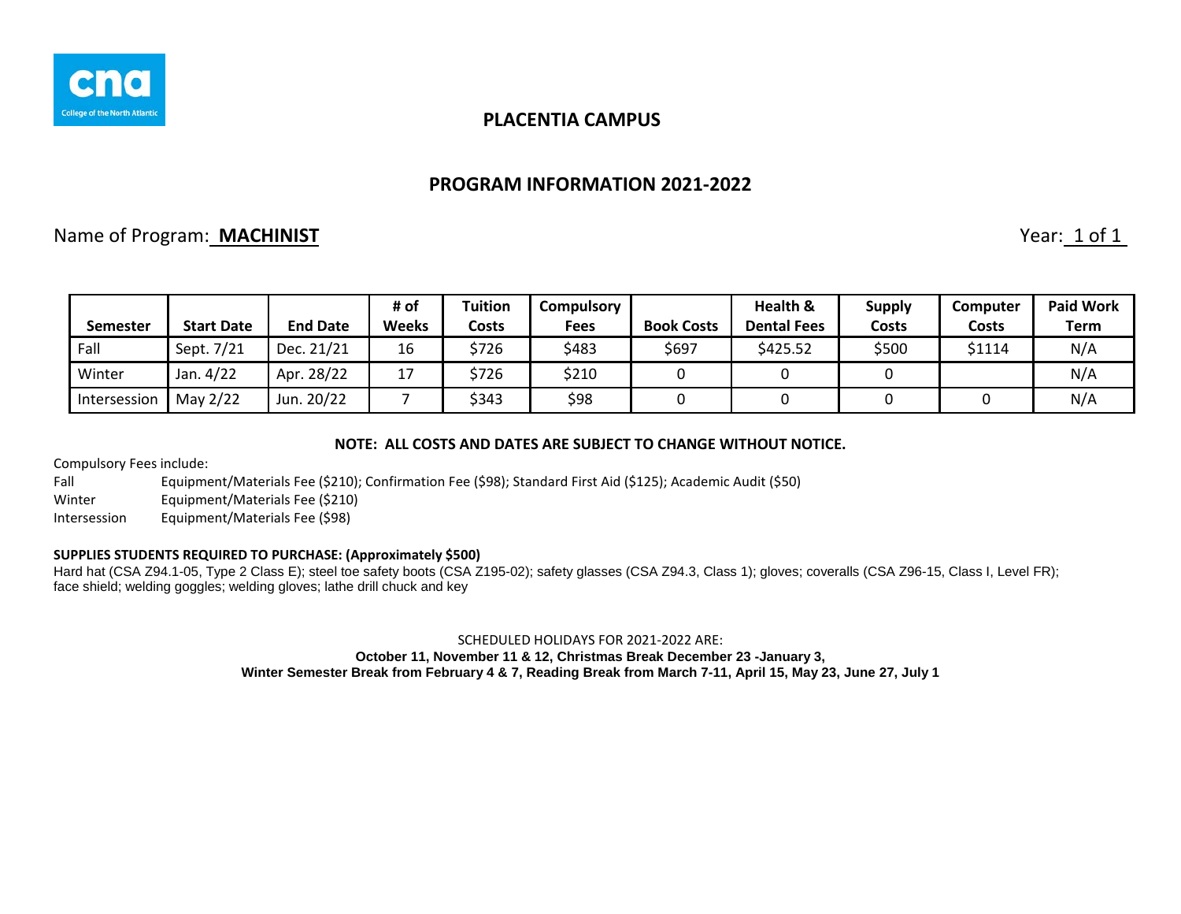cna College of the North Atlantic

## PLACENTIA CAMPUS

## PROGRAM INFORMATION 2021-2022

Name of Program: **MACHINIST** Year: 1 of 1

| Semester | Start Date | End Date | # of Weeks | Tuition Costs | Compulsory Fees | Book Costs | Health & Dental Fees | Supply Costs | Computer Costs | Paid Work Term |
|---|---|---|---|---|---|---|---|---|---|---|
| Fall | Sept. 7/21 | Dec. 21/21 | 16 | $726 | $483 | $697 | $425.52 | $500 | $1114 | N/A |
| Winter | Jan. 4/22 | Apr. 28/22 | 17 | $726 | $210 | 0 | 0 | 0 | | N/A |
| Intersession | May 2/22 | Jun. 20/22 | 7 | $343 | $98 | 0 | 0 | 0 | 0 | N/A |

**NOTE: ALL COSTS AND DATES ARE SUBJECT TO CHANGE WITHOUT NOTICE.**

Compulsory Fees include:

Fall Equipment/Materials Fee ($210); Confirmation Fee ($98); Standard First Aid ($125); Academic Audit ($50)

Winter Equipment/Materials Fee ($210)

Intersession Equipment/Materials Fee ($98)

**SUPPLIES STUDENTS REQUIRED TO PURCHASE: (Approximately $500)**

Hard hat (CSA Z94.1-05, Type 2 Class E); steel toe safety boots (CSA Z195-02); safety glasses (CSA Z94.3, Class 1); gloves; coveralls (CSA Z96-15, Class I, Level FR); face shield; welding goggles; welding gloves; lathe drill chuck and key

SCHEDULED HOLIDAYS FOR 2021-2022 ARE:

**October 11, November 11 & 12, Christmas Break December 23 -January 3,**
**Winter Semester Break from February 4 & 7, Reading Break from March 7-11, April 15, May 23, June 27, July 1**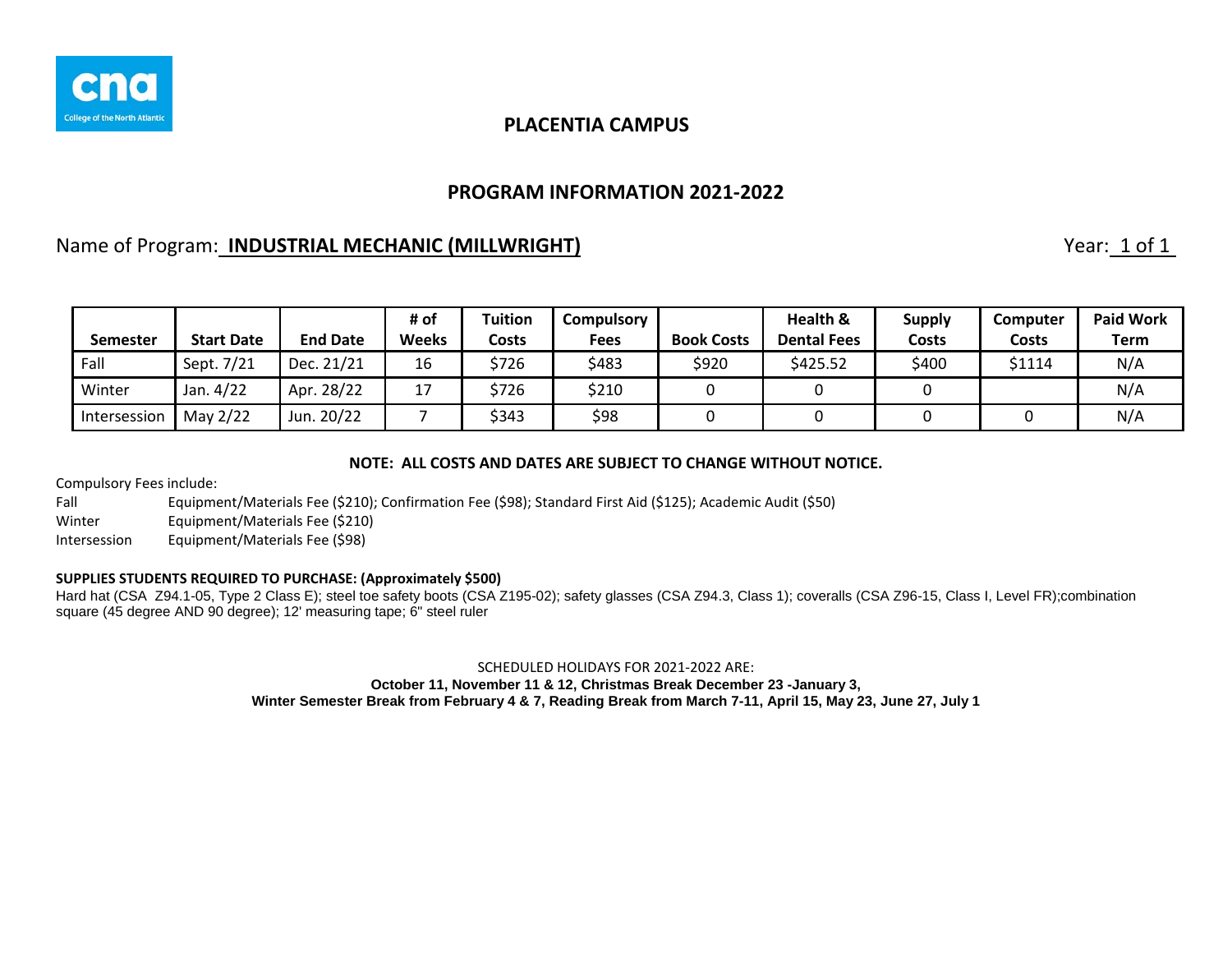## PLACENTIA CAMPUS

## PROGRAM INFORMATION 2021-2022

Name of Program: **INDUSTRIAL MECHANIC (MILLWRIGHT)** Year: 1 of 1

| Semester | Start Date | End Date | # of Weeks | Tuition Costs | Compulsory Fees | Book Costs | Health & Dental Fees | Supply Costs | Computer Costs | Paid Work Term |
|---|---|---|---|---|---|---|---|---|---|---|
| Fall | Sept. 7/21 | Dec. 21/21 | 16 | $726 | $483 | $920 | $425.52 | $400 | $1114 | N/A |
| Winter | Jan. 4/22 | Apr. 28/22 | 17 | $726 | $210 | 0 | 0 | 0 | | N/A |
| Intersession | May 2/22 | Jun. 20/22 | 7 | $343 | $98 | 0 | 0 | 0 | 0 | N/A |

**NOTE: ALL COSTS AND DATES ARE SUBJECT TO CHANGE WITHOUT NOTICE.**

Compulsory Fees include:

Fall Equipment/Materials Fee ($210); Confirmation Fee ($98); Standard First Aid ($125); Academic Audit ($50)

Winter Equipment/Materials Fee ($210)

Intersession Equipment/Materials Fee ($98)

**SUPPLIES STUDENTS REQUIRED TO PURCHASE: (Approximately $500)**

Hard hat (CSA Z94.1-05, Type 2 Class E); steel toe safety boots (CSA Z195-02); safety glasses (CSA Z94.3, Class 1); coveralls (CSA Z96-15, Class I, Level FR);combination square (45 degree AND 90 degree); 12' measuring tape; 6" steel ruler

SCHEDULED HOLIDAYS FOR 2021-2022 ARE:

**October 11, November 11 & 12, Christmas Break December 23 -January 3,**

**Winter Semester Break from February 4 & 7, Reading Break from March 7-11, April 15, May 23, June 27, July 1**